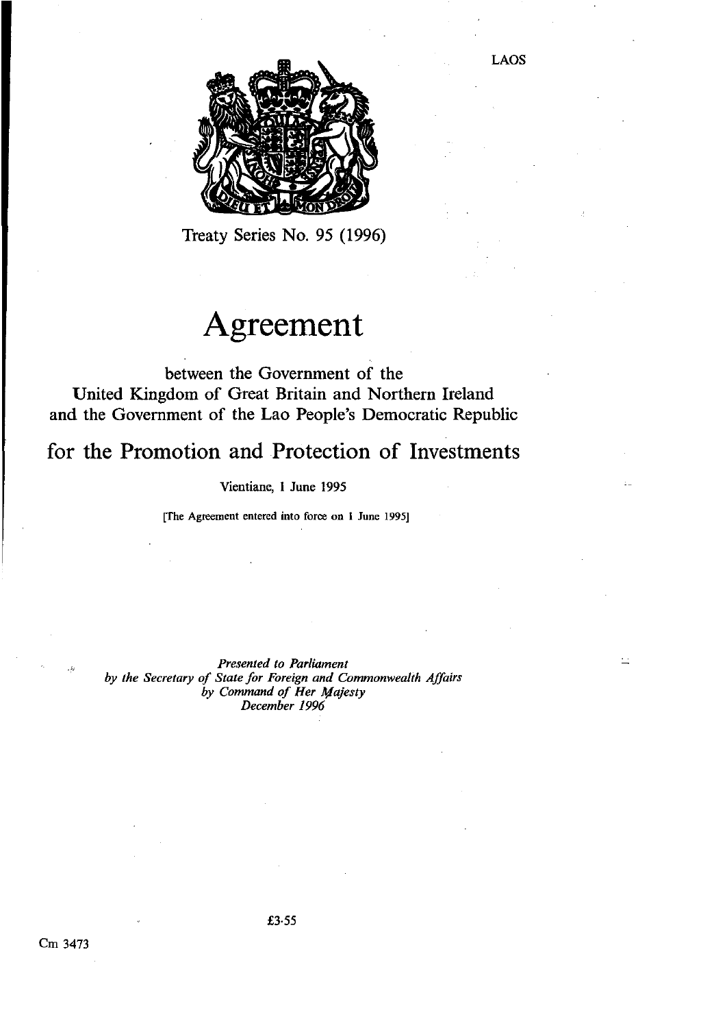LAOS

Treaty Series No. 95 (1996)

# Agreement

between the Government of the
United Kingdom of Great Britain and Northern Ireland
and the Government of the Lao People's Democratic Republic

## for the Promotion and Protection of Investments

Vientiane, 1 June 1995

[The Agreement entered into force on 1 June 1995]

*Presented to Parliament*
*by the Secretary of State for Foreign and Commonwealth Affairs*
*by Command of Her Majesty*
*December 1996*

£3·55

Cm 3473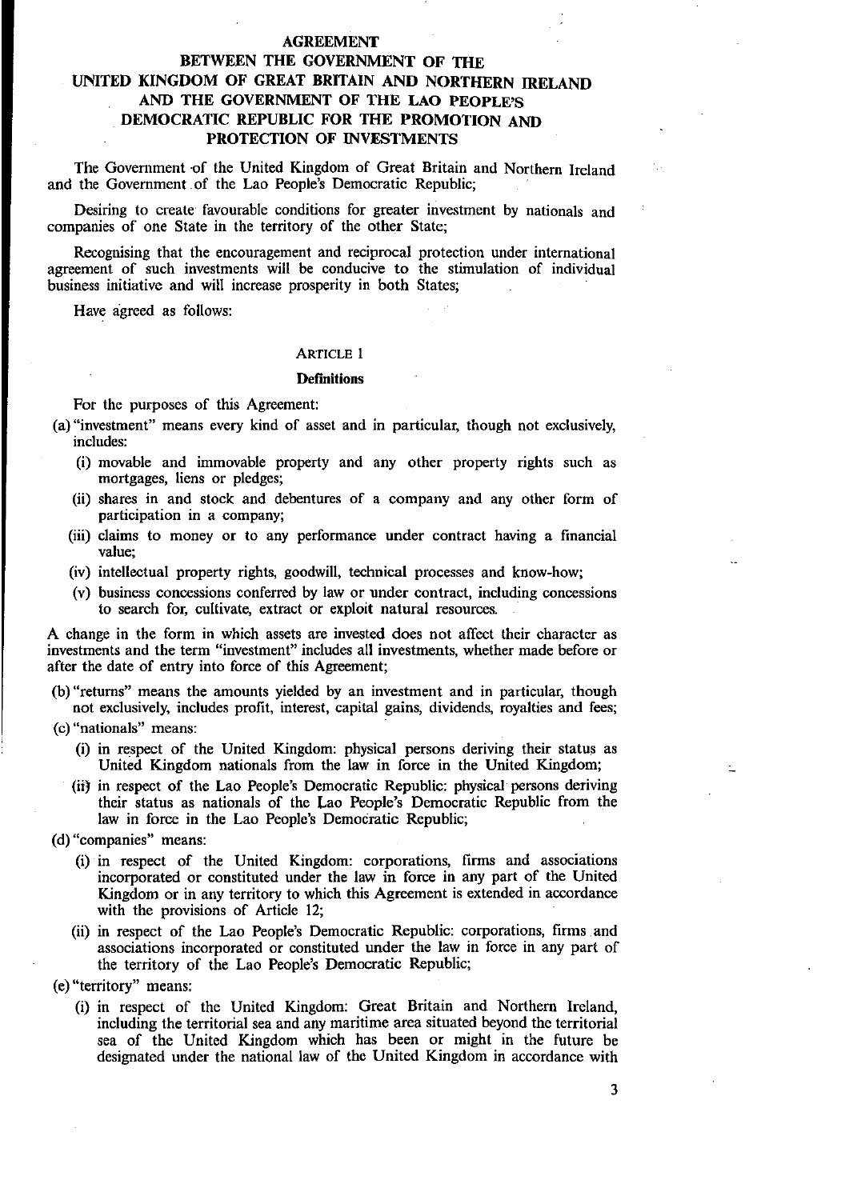# AGREEMENT

## BETWEEN THE GOVERNMENT OF THE UNITED KINGDOM OF GREAT BRITAIN AND NORTHERN IRELAND AND THE GOVERNMENT OF THE LAO PEOPLE'S DEMOCRATIC REPUBLIC FOR THE PROMOTION AND PROTECTION OF INVESTMENTS

The Government of the United Kingdom of Great Britain and Northern Ireland and the Government of the Lao People's Democratic Republic;

Desiring to create favourable conditions for greater investment by nationals and companies of one State in the territory of the other State;

Recognising that the encouragement and reciprocal protection under international agreement of such investments will be conducive to the stimulation of individual business initiative and will increase prosperity in both States;

Have agreed as follows:

### ARTICLE 1

### Definitions

For the purposes of this Agreement:

(a) "investment" means every kind of asset and in particular, though not exclusively, includes:

- (i) movable and immovable property and any other property rights such as mortgages, liens or pledges;
- (ii) shares in and stock and debentures of a company and any other form of participation in a company;
- (iii) claims to money or to any performance under contract having a financial value;
- (iv) intellectual property rights, goodwill, technical processes and know-how;
- (v) business concessions conferred by law or under contract, including concessions to search for, cultivate, extract or exploit natural resources.

A change in the form in which assets are invested does not affect their character as investments and the term "investment" includes all investments, whether made before or after the date of entry into force of this Agreement;

(b) "returns" means the amounts yielded by an investment and in particular, though not exclusively, includes profit, interest, capital gains, dividends, royalties and fees;

(c) "nationals" means:

- (i) in respect of the United Kingdom: physical persons deriving their status as United Kingdom nationals from the law in force in the United Kingdom;
- (ii) in respect of the Lao People's Democratic Republic: physical persons deriving their status as nationals of the Lao People's Democratic Republic from the law in force in the Lao People's Democratic Republic;

(d) "companies" means:

- (i) in respect of the United Kingdom: corporations, firms and associations incorporated or constituted under the law in force in any part of the United Kingdom or in any territory to which this Agreement is extended in accordance with the provisions of Article 12;
- (ii) in respect of the Lao People's Democratic Republic: corporations, firms and associations incorporated or constituted under the law in force in any part of the territory of the Lao People's Democratic Republic;

(e) "territory" means:

- (i) in respect of the United Kingdom: Great Britain and Northern Ireland, including the territorial sea and any maritime area situated beyond the territorial sea of the United Kingdom which has been or might in the future be designated under the national law of the United Kingdom in accordance with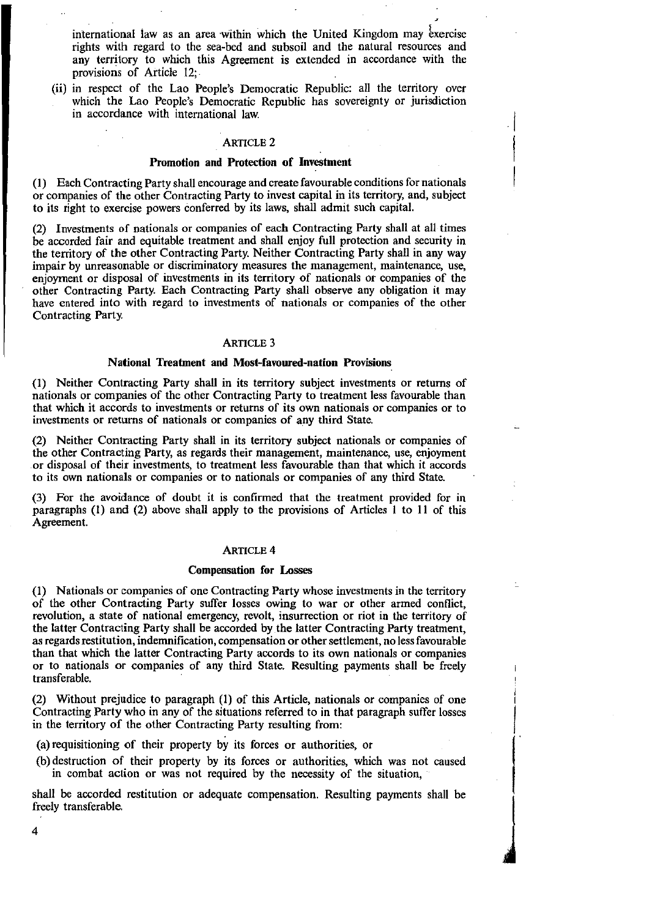international law as an area within which the United Kingdom may exercise rights with regard to the sea-bed and subsoil and the natural resources and any territory to which this Agreement is extended in accordance with the provisions of Article 12;

(ii) in respect of the Lao People's Democratic Republic: all the territory over which the Lao People's Democratic Republic has sovereignty or jurisdiction in accordance with international law.

## ARTICLE 2

### Promotion and Protection of Investment

(1) Each Contracting Party shall encourage and create favourable conditions for nationals or companies of the other Contracting Party to invest capital in its territory, and, subject to its right to exercise powers conferred by its laws, shall admit such capital.

(2) Investments of nationals or companies of each Contracting Party shall at all times be accorded fair and equitable treatment and shall enjoy full protection and security in the territory of the other Contracting Party. Neither Contracting Party shall in any way impair by unreasonable or discriminatory measures the management, maintenance, use, enjoyment or disposal of investments in its territory of nationals or companies of the other Contracting Party. Each Contracting Party shall observe any obligation it may have entered into with regard to investments of nationals or companies of the other Contracting Party.

## ARTICLE 3

### National Treatment and Most-favoured-nation Provisions

(1) Neither Contracting Party shall in its territory subject investments or returns of nationals or companies of the other Contracting Party to treatment less favourable than that which it accords to investments or returns of its own nationals or companies or to investments or returns of nationals or companies of any third State.

(2) Neither Contracting Party shall in its territory subject nationals or companies of the other Contracting Party, as regards their management, maintenance, use, enjoyment or disposal of their investments, to treatment less favourable than that which it accords to its own nationals or companies or to nationals or companies of any third State.

(3) For the avoidance of doubt it is confirmed that the treatment provided for in paragraphs (1) and (2) above shall apply to the provisions of Articles 1 to 11 of this Agreement.

## ARTICLE 4

### Compensation for Losses

(1) Nationals or companies of one Contracting Party whose investments in the territory of the other Contracting Party suffer losses owing to war or other armed conflict, revolution, a state of national emergency, revolt, insurrection or riot in the territory of the latter Contracting Party shall be accorded by the latter Contracting Party treatment, as regards restitution, indemnification, compensation or other settlement, no less favourable than that which the latter Contracting Party accords to its own nationals or companies or to nationals or companies of any third State. Resulting payments shall be freely transferable.

(2) Without prejudice to paragraph (1) of this Article, nationals or companies of one Contracting Party who in any of the situations referred to in that paragraph suffer losses in the territory of the other Contracting Party resulting from:

(a) requisitioning of their property by its forces or authorities, or

(b) destruction of their property by its forces or authorities, which was not caused in combat action or was not required by the necessity of the situation,

shall be accorded restitution or adequate compensation. Resulting payments shall be freely transferable.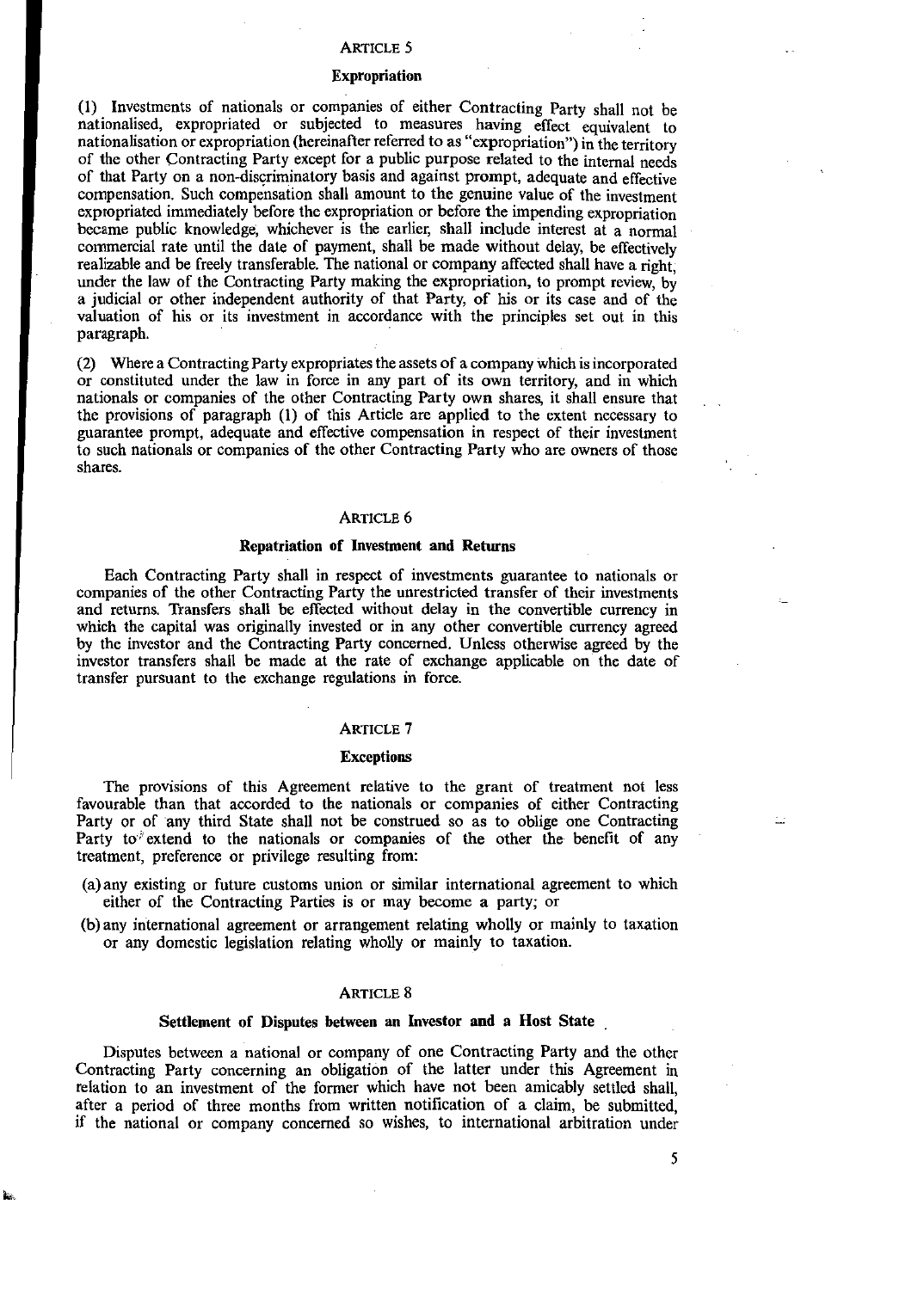## ARTICLE 5

### Expropriation

(1) Investments of nationals or companies of either Contracting Party shall not be nationalised, expropriated or subjected to measures having effect equivalent to nationalisation or expropriation (hereinafter referred to as "expropriation") in the territory of the other Contracting Party except for a public purpose related to the internal needs of that Party on a non-discriminatory basis and against prompt, adequate and effective compensation. Such compensation shall amount to the genuine value of the investment expropriated immediately before the expropriation or before the impending expropriation became public knowledge, whichever is the earlier, shall include interest at a normal commercial rate until the date of payment, shall be made without delay, be effectively realizable and be freely transferable. The national or company affected shall have a right, under the law of the Contracting Party making the expropriation, to prompt review, by a judicial or other independent authority of that Party, of his or its case and of the valuation of his or its investment in accordance with the principles set out in this paragraph.

(2) Where a Contracting Party expropriates the assets of a company which is incorporated or constituted under the law in force in any part of its own territory, and in which nationals or companies of the other Contracting Party own shares, it shall ensure that the provisions of paragraph (1) of this Article are applied to the extent necessary to guarantee prompt, adequate and effective compensation in respect of their investment to such nationals or companies of the other Contracting Party who are owners of those shares.

## ARTICLE 6

### Repatriation of Investment and Returns

Each Contracting Party shall in respect of investments guarantee to nationals or companies of the other Contracting Party the unrestricted transfer of their investments and returns. Transfers shall be effected without delay in the convertible currency in which the capital was originally invested or in any other convertible currency agreed by the investor and the Contracting Party concerned. Unless otherwise agreed by the investor transfers shall be made at the rate of exchange applicable on the date of transfer pursuant to the exchange regulations in force.

## ARTICLE 7

### Exceptions

The provisions of this Agreement relative to the grant of treatment not less favourable than that accorded to the nationals or companies of either Contracting Party or of any third State shall not be construed so as to oblige one Contracting Party to extend to the nationals or companies of the other the benefit of any treatment, preference or privilege resulting from:

(a) any existing or future customs union or similar international agreement to which either of the Contracting Parties is or may become a party; or

(b) any international agreement or arrangement relating wholly or mainly to taxation or any domestic legislation relating wholly or mainly to taxation.

## ARTICLE 8

### Settlement of Disputes between an Investor and a Host State

Disputes between a national or company of one Contracting Party and the other Contracting Party concerning an obligation of the latter under this Agreement in relation to an investment of the former which have not been amicably settled shall, after a period of three months from written notification of a claim, be submitted, if the national or company concerned so wishes, to international arbitration under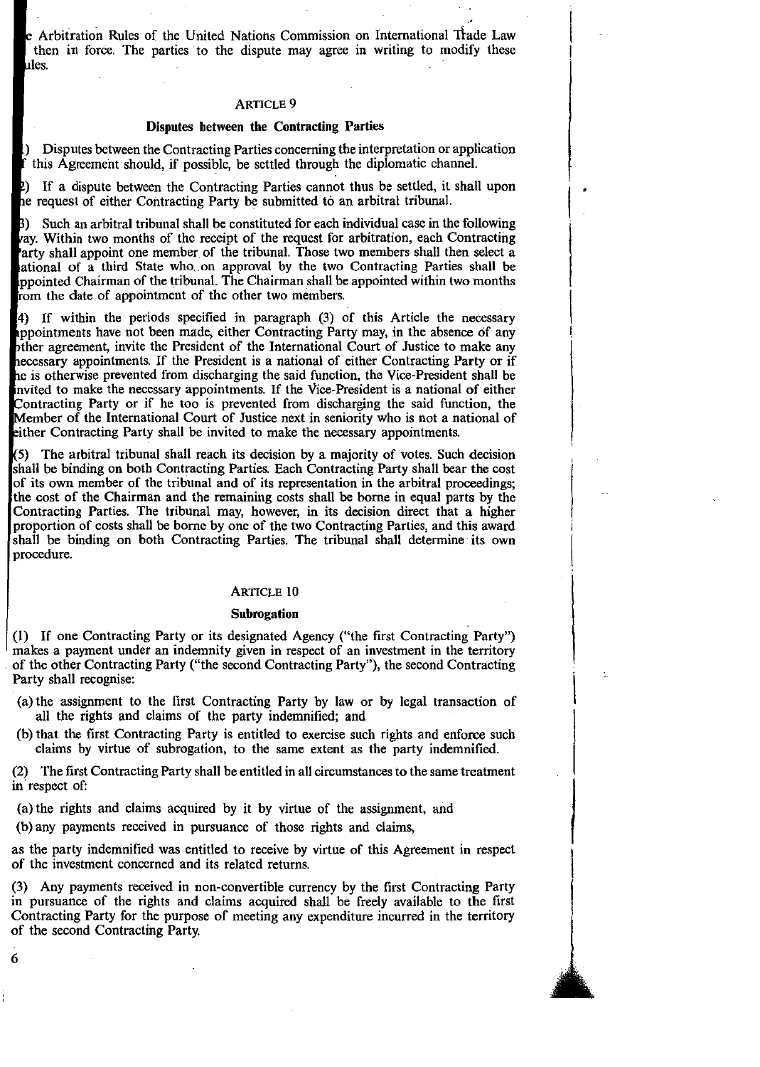Arbitration Rules of the United Nations Commission on International Trade Law then in force. The parties to the dispute may agree in writing to modify these rules.

## ARTICLE 9

### Disputes between the Contracting Parties

(1) Disputes between the Contracting Parties concerning the interpretation or application of this Agreement should, if possible, be settled through the diplomatic channel.

(2) If a dispute between the Contracting Parties cannot thus be settled, it shall upon the request of either Contracting Party be submitted to an arbitral tribunal.

(3) Such an arbitral tribunal shall be constituted for each individual case in the following way. Within two months of the receipt of the request for arbitration, each Contracting Party shall appoint one member of the tribunal. Those two members shall then select a national of a third State who on approval by the two Contracting Parties shall be appointed Chairman of the tribunal. The Chairman shall be appointed within two months from the date of appointment of the other two members.

(4) If within the periods specified in paragraph (3) of this Article the necessary appointments have not been made, either Contracting Party may, in the absence of any other agreement, invite the President of the International Court of Justice to make any necessary appointments. If the President is a national of either Contracting Party or if he is otherwise prevented from discharging the said function, the Vice-President shall be invited to make the necessary appointments. If the Vice-President is a national of either Contracting Party or if he too is prevented from discharging the said function, the Member of the International Court of Justice next in seniority who is not a national of either Contracting Party shall be invited to make the necessary appointments.

(5) The arbitral tribunal shall reach its decision by a majority of votes. Such decision shall be binding on both Contracting Parties. Each Contracting Party shall bear the cost of its own member of the tribunal and of its representation in the arbitral proceedings; the cost of the Chairman and the remaining costs shall be borne in equal parts by the Contracting Parties. The tribunal may, however, in its decision direct that a higher proportion of costs shall be borne by one of the two Contracting Parties, and this award shall be binding on both Contracting Parties. The tribunal shall determine its own procedure.

## ARTICLE 10

### Subrogation

(1) If one Contracting Party or its designated Agency ("the first Contracting Party") makes a payment under an indemnity given in respect of an investment in the territory of the other Contracting Party ("the second Contracting Party"), the second Contracting Party shall recognise:

(a) the assignment to the first Contracting Party by law or by legal transaction of all the rights and claims of the party indemnified; and

(b) that the first Contracting Party is entitled to exercise such rights and enforce such claims by virtue of subrogation, to the same extent as the party indemnified.

(2) The first Contracting Party shall be entitled in all circumstances to the same treatment in respect of:

(a) the rights and claims acquired by it by virtue of the assignment, and

(b) any payments received in pursuance of those rights and claims,

as the party indemnified was entitled to receive by virtue of this Agreement in respect of the investment concerned and its related returns.

(3) Any payments received in non-convertible currency by the first Contracting Party in pursuance of the rights and claims acquired shall be freely available to the first Contracting Party for the purpose of meeting any expenditure incurred in the territory of the second Contracting Party.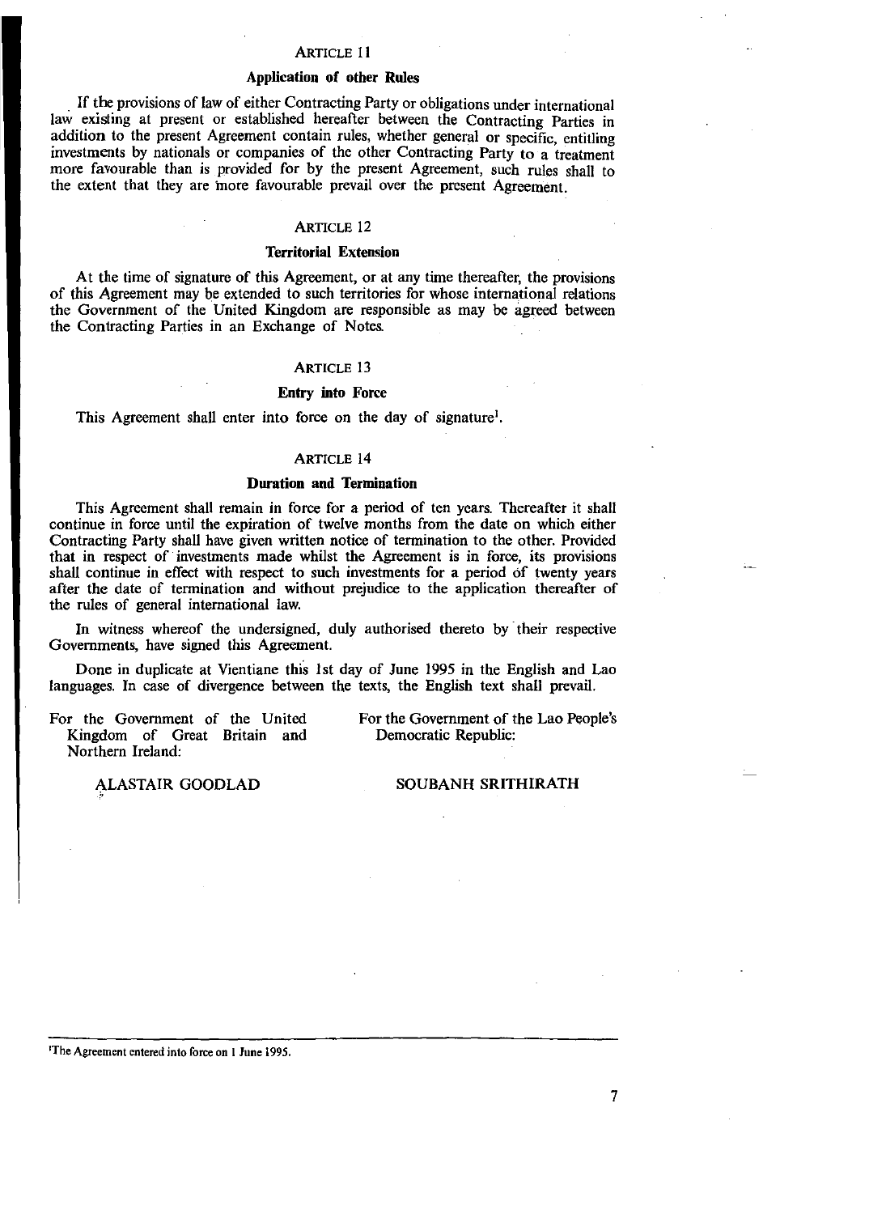ARTICLE 11

**Application of other Rules**

If the provisions of law of either Contracting Party or obligations under international law existing at present or established hereafter between the Contracting Parties in addition to the present Agreement contain rules, whether general or specific, entitling investments by nationals or companies of the other Contracting Party to a treatment more favourable than is provided for by the present Agreement, such rules shall to the extent that they are more favourable prevail over the present Agreement.

ARTICLE 12

**Territorial Extension**

At the time of signature of this Agreement, or at any time thereafter, the provisions of this Agreement may be extended to such territories for whose international relations the Government of the United Kingdom are responsible as may be agreed between the Contracting Parties in an Exchange of Notes.

ARTICLE 13

**Entry into Force**

This Agreement shall enter into force on the day of signature[1].

ARTICLE 14

**Duration and Termination**

This Agreement shall remain in force for a period of ten years. Thereafter it shall continue in force until the expiration of twelve months from the date on which either Contracting Party shall have given written notice of termination to the other. Provided that in respect of investments made whilst the Agreement is in force, its provisions shall continue in effect with respect to such investments for a period of twenty years after the date of termination and without prejudice to the application thereafter of the rules of general international law.

In witness whereof the undersigned, duly authorised thereto by their respective Governments, have signed this Agreement.

Done in duplicate at Vientiane this 1st day of June 1995 in the English and Lao languages. In case of divergence between the texts, the English text shall prevail.

For the Government of the United Kingdom of Great Britain and Northern Ireland:

ALASTAIR GOODLAD

For the Government of the Lao People's Democratic Republic:

SOUBANH SRITHIRATH

---

[1]The Agreement entered into force on 1 June 1995.